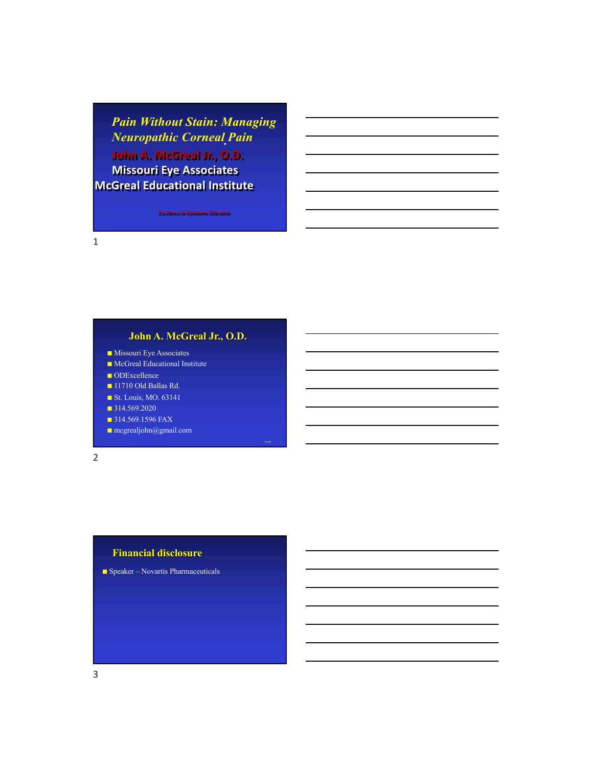# *Pain Without Stain: Managing Neuropathic Corneal Pain*

**John A. McGreal Jr., O.D.**

**Missouri Eye Associates**

**McGreal Educational Institute**

*Excellence in Optometric Education*

## John A. McGreal Jr., O.D.

- Missouri Eye Associates
- McGreal Educational Institute
- ODExcellence
- 11710 Old Ballas Rd.
- St. Louis, MO. 63141
- 314.569.2020
- 314.569.1596 FAX
- mcgrealjohn@gmail.com

## Financial disclosure

- Speaker – Novartis Pharmaceuticals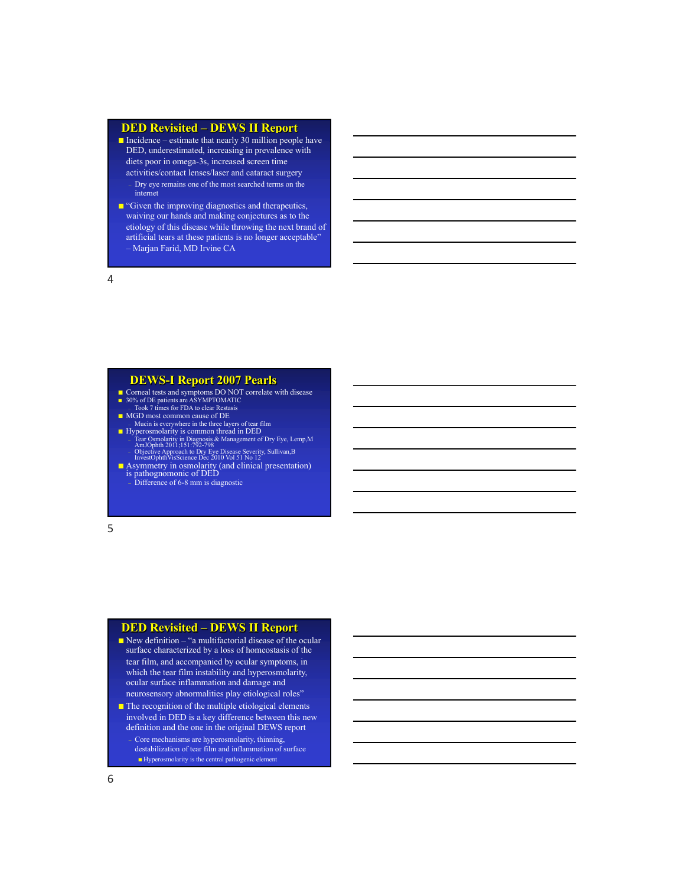## DED Revisited – DEWS II Report

- Incidence – estimate that nearly 30 million people have DED, underestimated, increasing in prevalence with diets poor in omega-3s, increased screen time activities/contact lenses/laser and cataract surgery
  - Dry eye remains one of the most searched terms on the internet
- "Given the improving diagnostics and therapeutics, waiving our hands and making conjectures as to the etiology of this disease while throwing the next brand of artificial tears at these patients is no longer acceptable" – Marjan Farid, MD Irvine CA

## DEWS-I Report 2007 Pearls

- Corneal tests and symptoms DO NOT correlate with disease
- 30% of DE patients are ASYMPTOMATIC
  - Took 7 times for FDA to clear Restasis
- MGD most common cause of DE
  - Mucin is everywhere in the three layers of tear film
- Hyperosmolarity is common thread in DED
  - Tear Osmolarity in Diagnosis & Management of Dry Eye, Lemp,M AmJOphth 2011;151:792-798
  - Objective Approach to Dry Eye Disease Severity, Sullivan,B InvestOphthVisScience Dec 2010 Vol 51 No 12
- Asymmetry in osmolarity (and clinical presentation) is pathognomonic of DED
  - Difference of 6-8 mm is diagnostic

## DED Revisited – DEWS II Report

- New definition – "a multifactorial disease of the ocular surface characterized by a loss of homeostasis of the tear film, and accompanied by ocular symptoms, in which the tear film instability and hyperosmolarity, ocular surface inflammation and damage and neurosensory abnormalities play etiological roles"
- The recognition of the multiple etiological elements involved in DED is a key difference between this new definition and the one in the original DEWS report
  - Core mechanisms are hyperosmolarity, thinning, destabilization of tear film and inflammation of surface
    - Hyperosmolarity is the central pathogenic element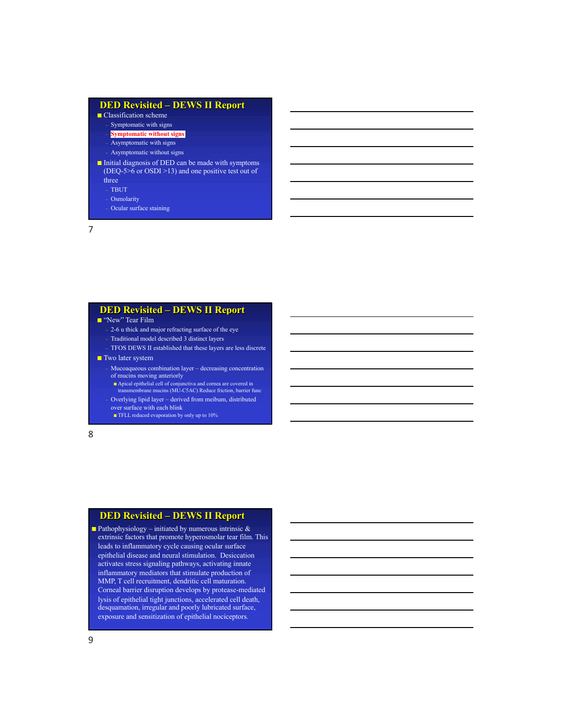## DED Revisited – DEWS II Report

- Classification scheme
  - Symptomatic with signs
  - **Symptomatic without signs**
  - Asymptomatic with signs
  - Asymptomatic without signs
- Initial diagnosis of DED can be made with symptoms (DEQ-5>6 or OSDI >13) and one positive test out of three
  - TBUT
  - Osmolarity
  - Ocular surface staining

## DED Revisited – DEWS II Report

- "New" Tear Film
  - 2-6 u thick and major refracting surface of the eye
  - Traditional model described 3 distinct layers
  - TFOS DEWS II established that these layers are less discrete
- Two later system
  - Mucoaqueous combination layer – decreasing concentration of mucins moving anteriorly
    - Apical epithelial cell of conjunctiva and cornea are covered in transmembrane mucins (MU-C5AC) Reduce friction, barrier func
  - Overlying lipid layer – derived from meibum, distributed over surface with each blink
    - TFLL reduced evaporation by only up to 10%

## DED Revisited – DEWS II Report

- Pathophysiology – initiated by numerous intrinsic & extrinsic factors that promote hyperosmolar tear film. This leads to inflammatory cycle causing ocular surface epithelial disease and neural stimulation. Desiccation activates stress signaling pathways, activating innate inflammatory mediators that stimulate production of MMP, T cell recruitment, dendritic cell maturation. Corneal barrier disruption develops by protease-mediated lysis of epithelial tight junctions, accelerated cell death, desquamation, irregular and poorly lubricated surface, exposure and sensitization of epithelial nociceptors.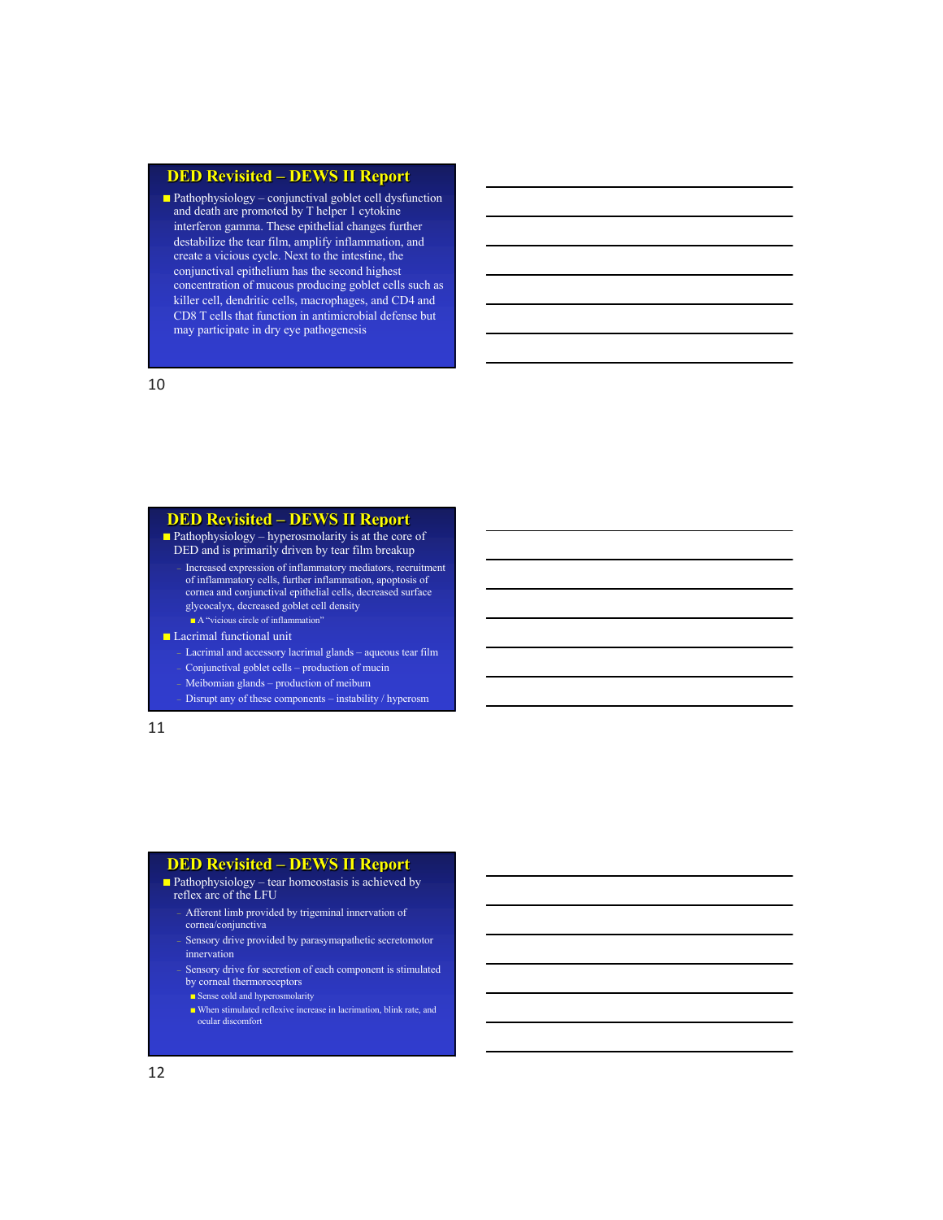## DED Revisited – DEWS II Report

- Pathophysiology – conjunctival goblet cell dysfunction and death are promoted by T helper 1 cytokine interferon gamma. These epithelial changes further destabilize the tear film, amplify inflammation, and create a vicious cycle. Next to the intestine, the conjunctival epithelium has the second highest concentration of mucous producing goblet cells such as killer cell, dendritic cells, macrophages, and CD4 and CD8 T cells that function in antimicrobial defense but may participate in dry eye pathogenesis

## DED Revisited – DEWS II Report

- Pathophysiology – hyperosmolarity is at the core of DED and is primarily driven by tear film breakup
  - Increased expression of inflammatory mediators, recruitment of inflammatory cells, further inflammation, apoptosis of cornea and conjunctival epithelial cells, decreased surface glycocalyx, decreased goblet cell density
    - A "vicious circle of inflammation"
- Lacrimal functional unit
  - Lacrimal and accessory lacrimal glands – aqueous tear film
  - Conjunctival goblet cells – production of mucin
  - Meibomian glands – production of meibum
  - Disrupt any of these components – instability / hyperosm

## DED Revisited – DEWS II Report

- Pathophysiology – tear homeostasis is achieved by reflex arc of the LFU
  - Afferent limb provided by trigeminal innervation of cornea/conjunctiva
  - Sensory drive provided by parasymapathetic secretomotor innervation
  - Sensory drive for secretion of each component is stimulated by corneal thermoreceptors
    - Sense cold and hyperosmolarity
    - When stimulated reflexive increase in lacrimation, blink rate, and ocular discomfort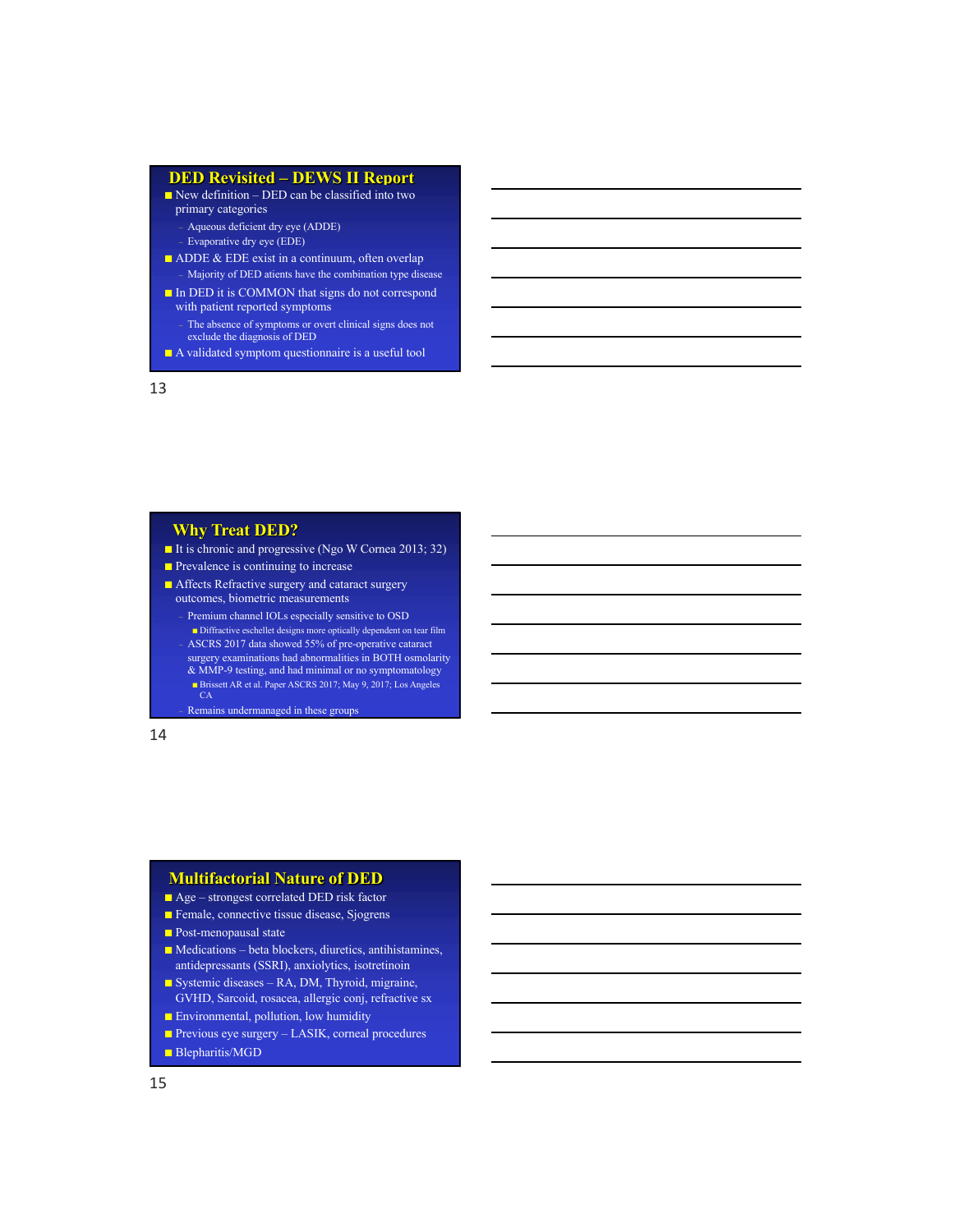## DED Revisited – DEWS II Report

- New definition – DED can be classified into two primary categories
  - Aqueous deficient dry eye (ADDE)
  - Evaporative dry eye (EDE)
- ADDE & EDE exist in a continuum, often overlap
  - Majority of DED atients have the combination type disease
- In DED it is COMMON that signs do not correspond with patient reported symptoms
  - The absence of symptoms or overt clinical signs does not exclude the diagnosis of DED
- A validated symptom questionnaire is a useful tool

## Why Treat DED?

- It is chronic and progressive (Ngo W Cornea 2013; 32)
- Prevalence is continuing to increase
- Affects Refractive surgery and cataract surgery outcomes, biometric measurements
  - Premium channel IOLs especially sensitive to OSD
    - Diffractive eschellet designs more optically dependent on tear film
  - ASCRS 2017 data showed 55% of pre-operative cataract surgery examinations had abnormalities in BOTH osmolarity & MMP-9 testing, and had minimal or no symptomatology
    - Brissett AR et al. Paper ASCRS 2017; May 9, 2017; Los Angeles CA
  - Remains undermanaged in these groups

## Multifactorial Nature of DED

- Age – strongest correlated DED risk factor
- Female, connective tissue disease, Sjogrens
- Post-menopausal state
- Medications – beta blockers, diuretics, antihistamines, antidepressants (SSRI), anxiolytics, isotretinoin
- Systemic diseases – RA, DM, Thyroid, migraine, GVHD, Sarcoid, rosacea, allergic conj, refractive sx
- Environmental, pollution, low humidity
- Previous eye surgery – LASIK, corneal procedures
- Blepharitis/MGD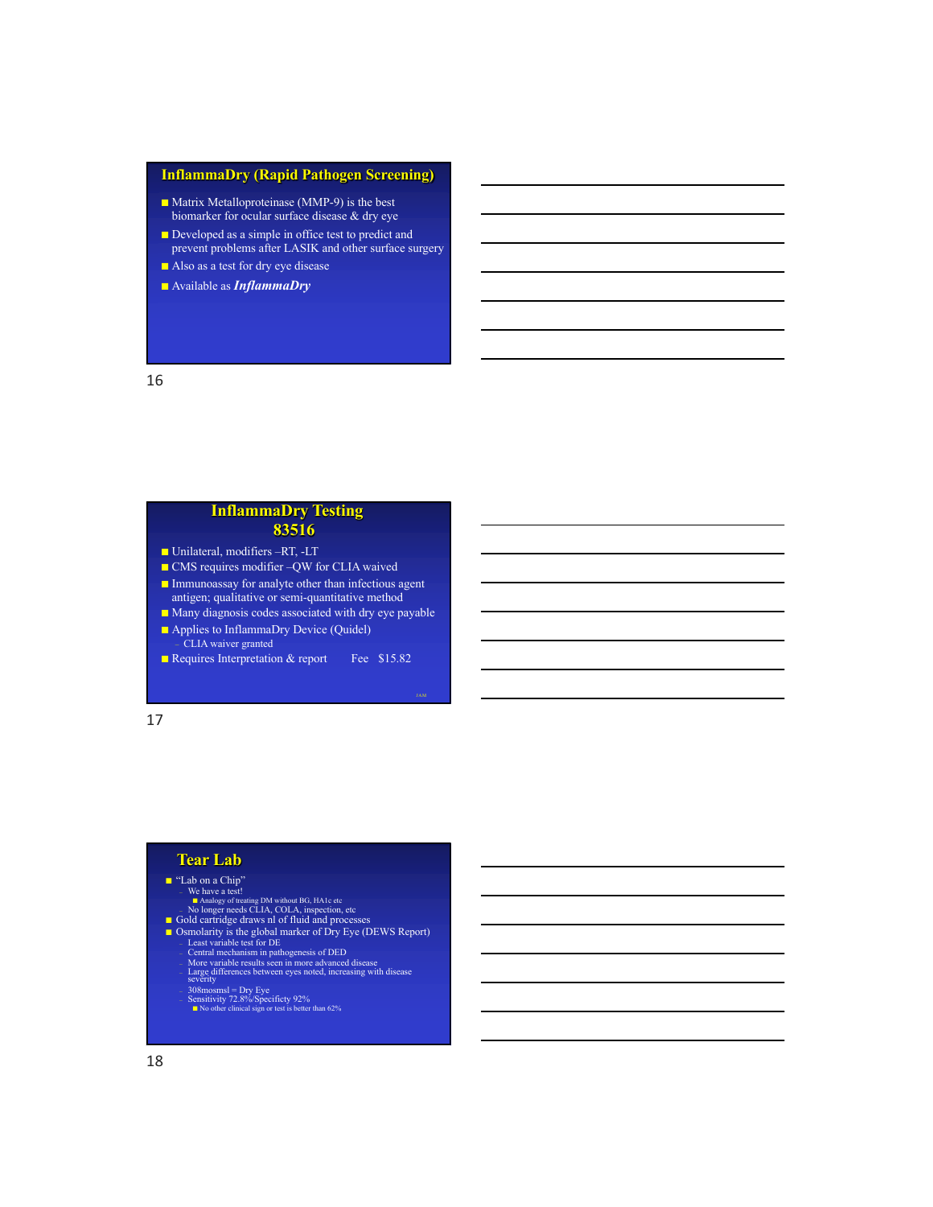## InflammaDry (Rapid Pathogen Screening)

- Matrix Metalloproteinase (MMP-9) is the best biomarker for ocular surface disease & dry eye
- Developed as a simple in office test to predict and prevent problems after LASIK and other surface surgery
- Also as a test for dry eye disease
- Available as ***InflammaDry***

## InflammaDry Testing 83516

- Unilateral, modifiers –RT, -LT
- CMS requires modifier –QW for CLIA waived
- Immunoassay for analyte other than infectious agent antigen; qualitative or semi-quantitative method
- Many diagnosis codes associated with dry eye payable
- Applies to InflammaDry Device (Quidel)
  - CLIA waiver granted
- Requires Interpretation & report Fee $15.82

## Tear Lab

- "Lab on a Chip"
  - We have a test!
    - Analogy of treating DM without BG, HA1c etc
  - No longer needs CLIA, COLA, inspection, etc
- Gold cartridge draws nl of fluid and processes
- Osmolarity is the global marker of Dry Eye (DEWS Report)
  - Least variable test for DE
  - Central mechanism in pathogenesis of DED
  - More variable results seen in more advanced disease
  - Large differences between eyes noted, increasing with disease severity
  - 308mosmsl = Dry Eye
  - Sensitivity 72.8%/Specificty 92%
    - No other clinical sign or test is better than 62%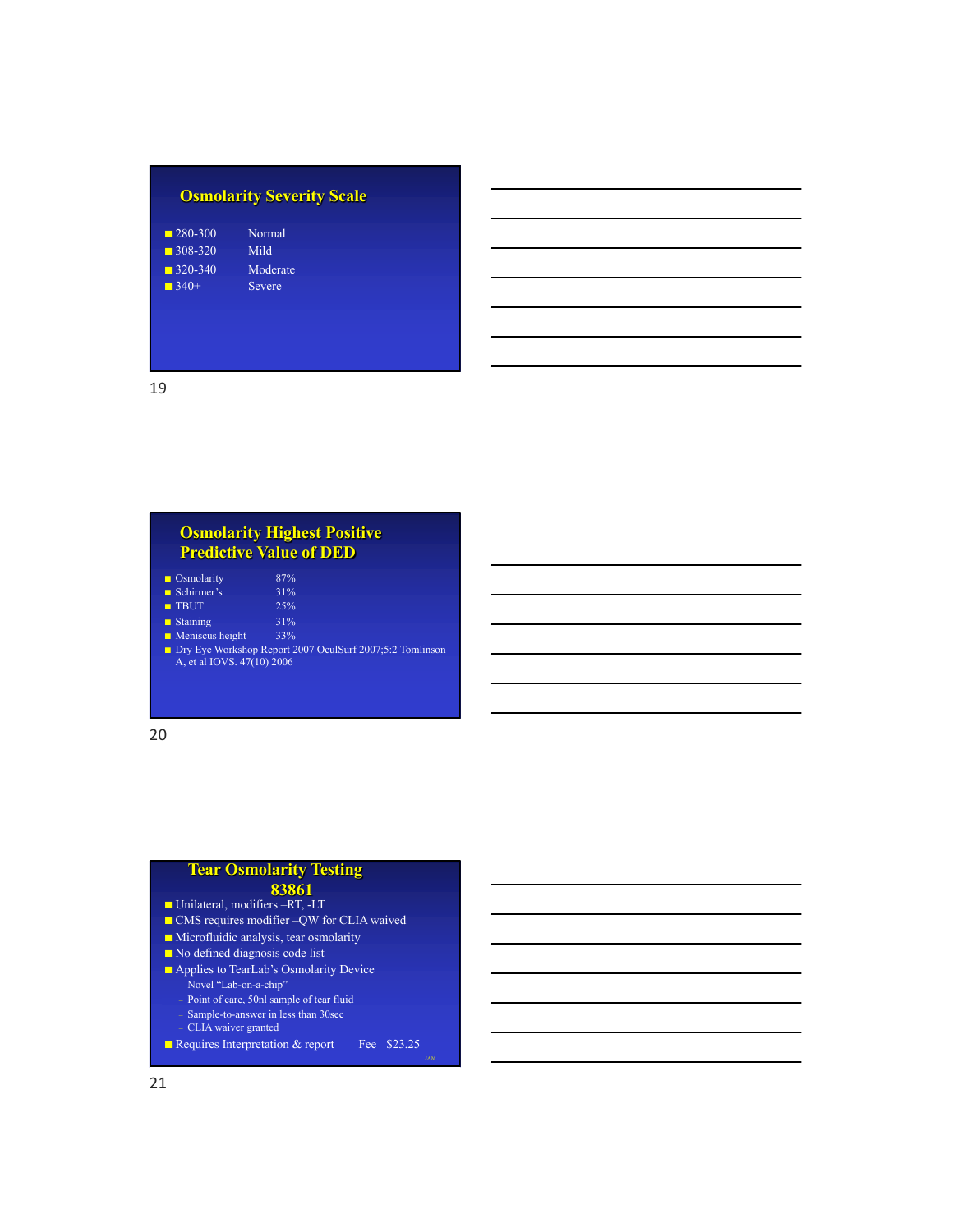## Osmolarity Severity Scale

- 280-300 Normal
- 308-320 Mild
- 320-340 Moderate
- 340+ Severe

## Osmolarity Highest Positive Predictive Value of DED

- Osmolarity 87%
- Schirmer's 31%
- TBUT 25%
- Staining 31%
- Meniscus height 33%
- Dry Eye Workshop Report 2007 OculSurf 2007;5:2 Tomlinson A, et al IOVS. 47(10) 2006

## Tear Osmolarity Testing 83861

- Unilateral, modifiers –RT, -LT
- CMS requires modifier –QW for CLIA waived
- Microfluidic analysis, tear osmolarity
- No defined diagnosis code list
- Applies to TearLab's Osmolarity Device
  - Novel "Lab-on-a-chip"
  - Point of care, 50nl sample of tear fluid
  - Sample-to-answer in less than 30sec
  - CLIA waiver granted
- Requires Interpretation & report Fee $23.25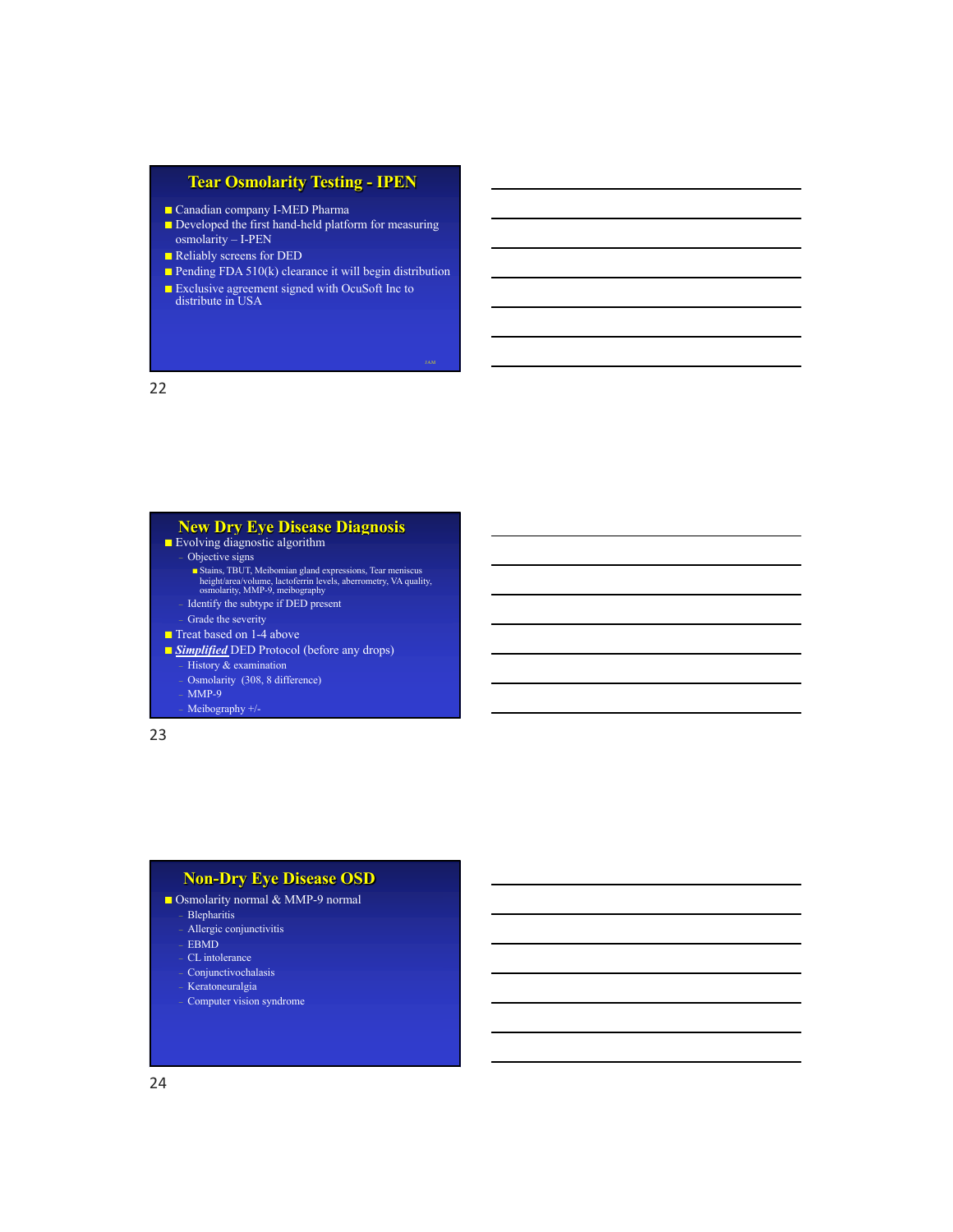## Tear Osmolarity Testing - IPEN

- Canadian company I-MED Pharma
- Developed the first hand-held platform for measuring osmolarity – I-PEN
- Reliably screens for DED
- Pending FDA 510(k) clearance it will begin distribution
- Exclusive agreement signed with OcuSoft Inc to distribute in USA

## New Dry Eye Disease Diagnosis

- Evolving diagnostic algorithm
  - Objective signs
    - Stains, TBUT, Meibomian gland expressions, Tear meniscus height/area/volume, lactoferrin levels, aberrometry, VA quality, osmolarity, MMP-9, meibography
  - Identify the subtype if DED present
  - Grade the severity
- Treat based on 1-4 above
- ***Simplified*** DED Protocol (before any drops)
  - History & examination
  - Osmolarity (308, 8 difference)
  - MMP-9
  - Meibography +/-

## Non-Dry Eye Disease OSD

- Osmolarity normal & MMP-9 normal
  - Blepharitis
  - Allergic conjunctivitis
  - EBMD
  - CL intolerance
  - Conjunctivochalasis
  - Keratoneuralgia
  - Computer vision syndrome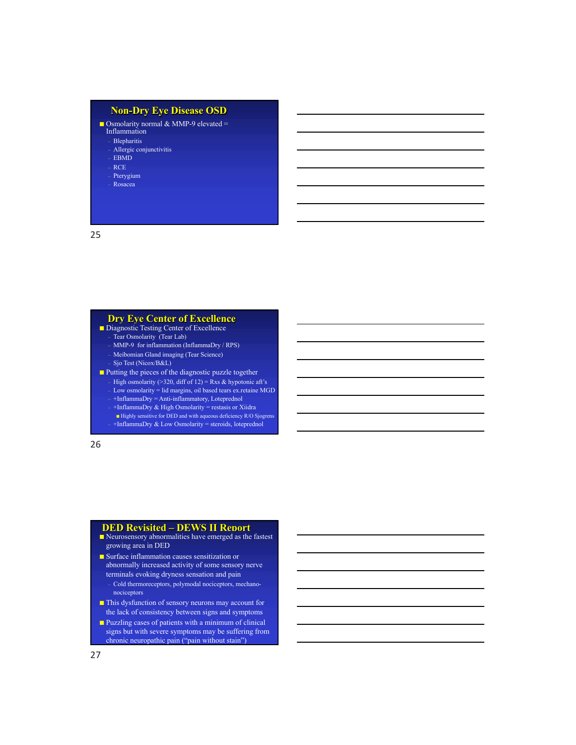## Non-Dry Eye Disease OSD

- Osmolarity normal & MMP-9 elevated = Inflammation
  - Blepharitis
  - Allergic conjunctivitis
  - EBMD
  - RCE
  - Pterygium
  - Rosacea

## Dry Eye Center of Excellence

- Diagnostic Testing Center of Excellence
  - Tear Osmolarity (Tear Lab)
  - MMP-9 for inflammation (InflammaDry / RPS)
  - Meibomian Gland imaging (Tear Science)
  - Sjo Test (Nicox/B&L)
- Putting the pieces of the diagnostic puzzle together
  - High osmolarity (>320, diff of 12) = Rxs & hypotonic aft's
  - Low osmolarity = lid margins, oil based tears ex.retaine MGD
  - +InflammaDry = Anti-inflammatory, Loteprednol
  - +InflammaDry & High Osmolarity = restasis or Xiidra
    - Highly sensitive for DED and with aqueous deficiency R/O Sjogrens
  - +InflammaDry & Low Osmolarity = steroids, loteprednol

## DED Revisited – DEWS II Report

- Neurosensory abnormalities have emerged as the fastest growing area in DED
- Surface inflammation causes sensitization or abnormally increased activity of some sensory nerve terminals evoking dryness sensation and pain
  - Cold thermoreceptors, polymodal nociceptors, mechano-nociceptors
- This dysfunction of sensory neurons may account for the lack of consistency between signs and symptoms
- Puzzling cases of patients with a minimum of clinical signs but with severe symptoms may be suffering from chronic neuropathic pain ("pain without stain")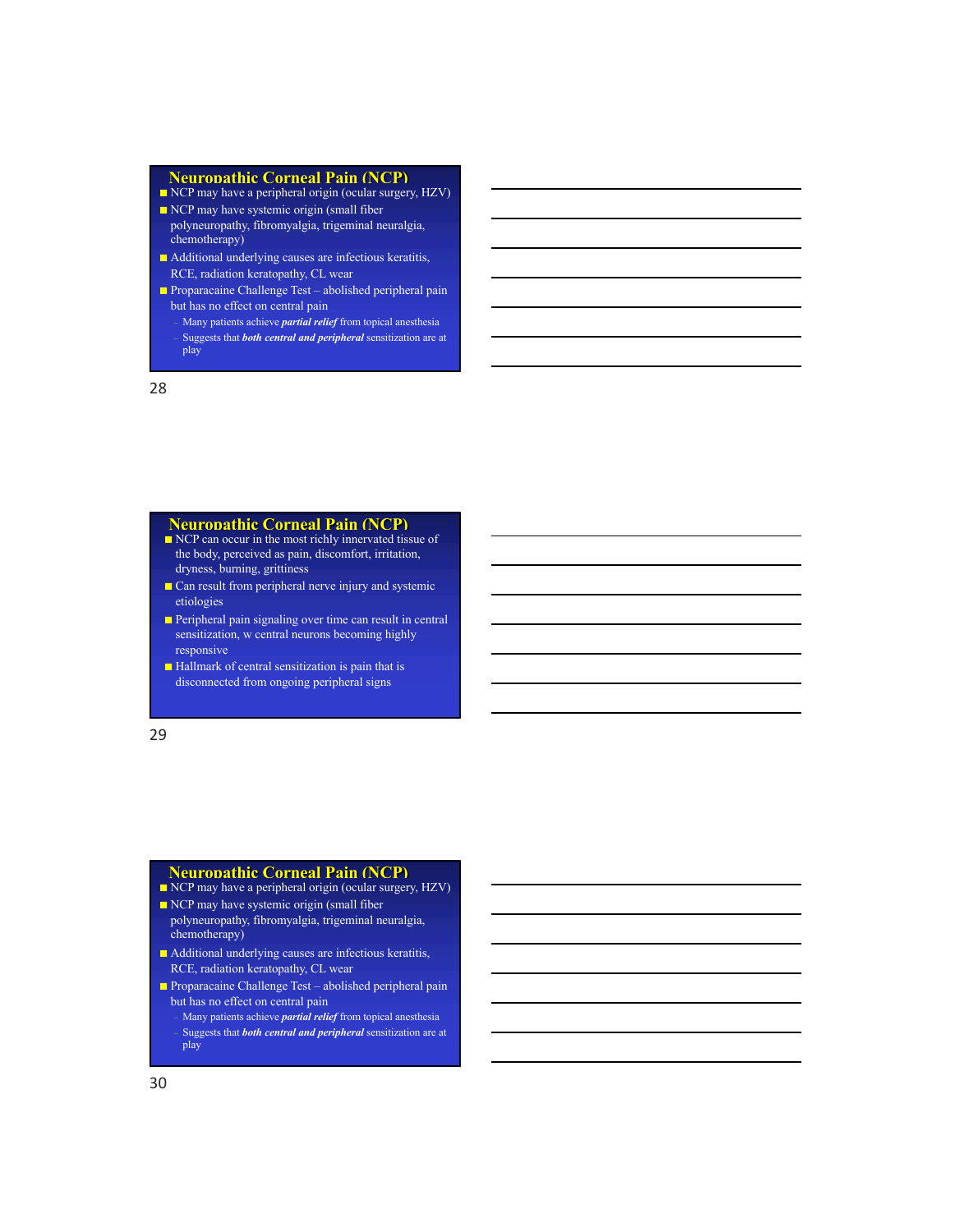## Neuropathic Corneal Pain (NCP)

- NCP may have a peripheral origin (ocular surgery, HZV)
- NCP may have systemic origin (small fiber polyneuropathy, fibromyalgia, trigeminal neuralgia, chemotherapy)
- Additional underlying causes are infectious keratitis, RCE, radiation keratopathy, CL wear
- Proparacaine Challenge Test – abolished peripheral pain but has no effect on central pain
  - Many patients achieve ***partial relief*** from topical anesthesia
  - Suggests that ***both central and peripheral*** sensitization are at play

## Neuropathic Corneal Pain (NCP)

- NCP can occur in the most richly innervated tissue of the body, perceived as pain, discomfort, irritation, dryness, burning, grittiness
- Can result from peripheral nerve injury and systemic etiologies
- Peripheral pain signaling over time can result in central sensitization, w central neurons becoming highly responsive
- Hallmark of central sensitization is pain that is disconnected from ongoing peripheral signs

## Neuropathic Corneal Pain (NCP)

- NCP may have a peripheral origin (ocular surgery, HZV)
- NCP may have systemic origin (small fiber polyneuropathy, fibromyalgia, trigeminal neuralgia, chemotherapy)
- Additional underlying causes are infectious keratitis, RCE, radiation keratopathy, CL wear
- Proparacaine Challenge Test – abolished peripheral pain but has no effect on central pain
  - Many patients achieve ***partial relief*** from topical anesthesia
  - Suggests that ***both central and peripheral*** sensitization are at play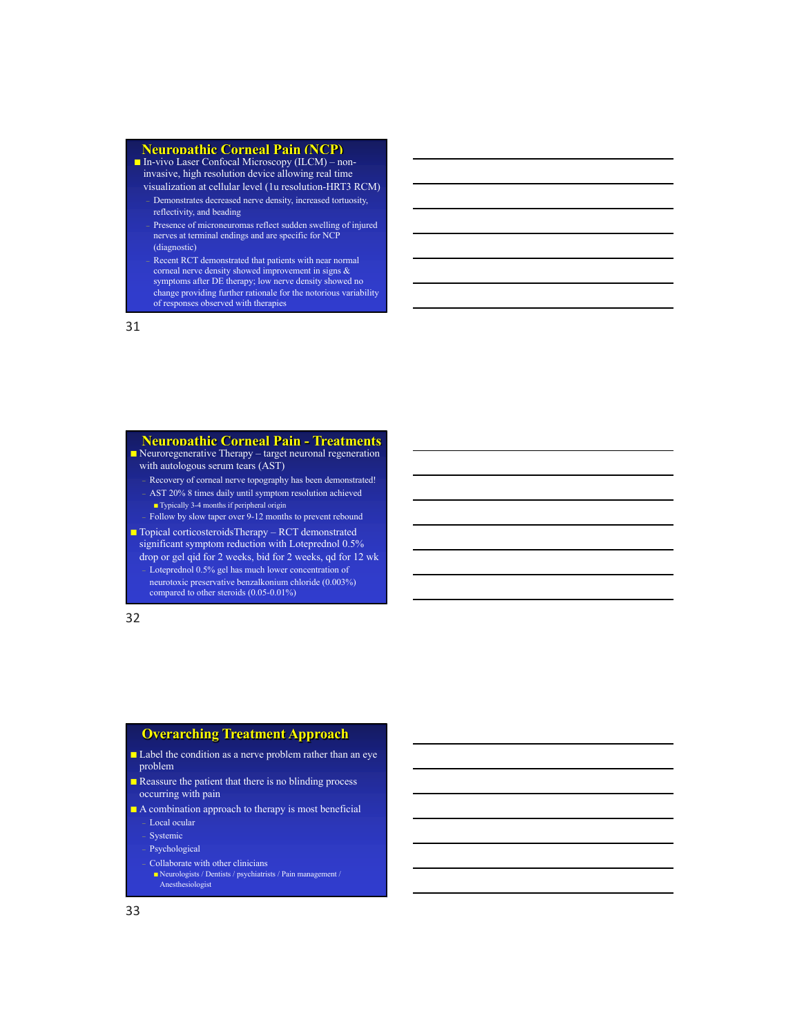## Neuropathic Corneal Pain (NCP)

- In-vivo Laser Confocal Microscopy (ILCM) – non-invasive, high resolution device allowing real time visualization at cellular level (1u resolution-HRT3 RCM)
  - Demonstrates decreased nerve density, increased tortuosity, reflectivity, and beading
  - Presence of microneuromas reflect sudden swelling of injured nerves at terminal endings and are specific for NCP (diagnostic)
  - Recent RCT demonstrated that patients with near normal corneal nerve density showed improvement in signs & symptoms after DE therapy; low nerve density showed no change providing further rationale for the notorious variability of responses observed with therapies

## Neuropathic Corneal Pain - Treatments

- Neuroregenerative Therapy – target neuronal regeneration with autologous serum tears (AST)
  - Recovery of corneal nerve topography has been demonstrated!
  - AST 20% 8 times daily until symptom resolution achieved
    - Typically 3-4 months if peripheral origin
  - Follow by slow taper over 9-12 months to prevent rebound
- Topical corticosteroidsTherapy – RCT demonstrated significant symptom reduction with Loteprednol 0.5% drop or gel qid for 2 weeks, bid for 2 weeks, qd for 12 wk
  - Loteprednol 0.5% gel has much lower concentration of neurotoxic preservative benzalkonium chloride (0.003%) compared to other steroids (0.05-0.01%)

## Overarching Treatment Approach

- Label the condition as a nerve problem rather than an eye problem
- Reassure the patient that there is no blinding process occurring with pain
- A combination approach to therapy is most beneficial
  - Local ocular
  - Systemic
  - Psychological
  - Collaborate with other clinicians
    - Neurologists / Dentists / psychiatrists / Pain management / Anesthesiologist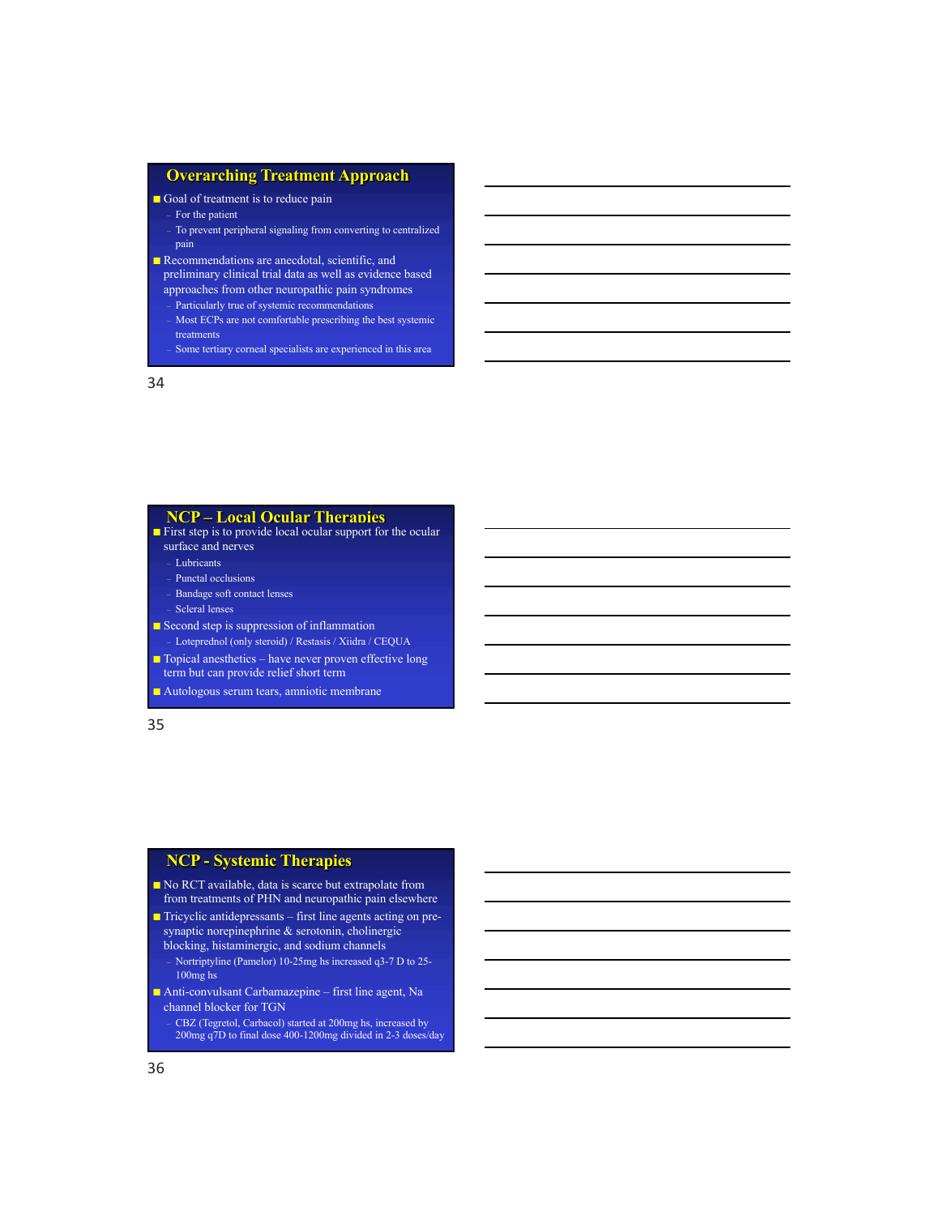## Overarching Treatment Approach

- Goal of treatment is to reduce pain
  - For the patient
  - To prevent peripheral signaling from converting to centralized pain
- Recommendations are anecdotal, scientific, and preliminary clinical trial data as well as evidence based approaches from other neuropathic pain syndromes
  - Particularly true of systemic recommendations
  - Most ECPs are not comfortable prescribing the best systemic treatments
  - Some tertiary corneal specialists are experienced in this area

## NCP – Local Ocular Therapies

- First step is to provide local ocular support for the ocular surface and nerves
  - Lubricants
  - Punctal occlusions
  - Bandage soft contact lenses
  - Scleral lenses
- Second step is suppression of inflammation
  - Loteprednol (only steroid) / Restasis / Xiidra / CEQUA
- Topical anesthetics – have never proven effective long term but can provide relief short term
- Autologous serum tears, amniotic membrane

## NCP - Systemic Therapies

- No RCT available, data is scarce but extrapolate from from treatments of PHN and neuropathic pain elsewhere
- Tricyclic antidepressants – first line agents acting on pre-synaptic norepinephrine & serotonin, cholinergic blocking, histaminergic, and sodium channels
  - Nortriptyline (Pamelor) 10-25mg hs increased q3-7 D to 25-100mg hs
- Anti-convulsant Carbamazepine – first line agent, Na channel blocker for TGN
  - CBZ (Tegretol, Carbacol) started at 200mg hs, increased by 200mg q7D to final dose 400-1200mg divided in 2-3 doses/day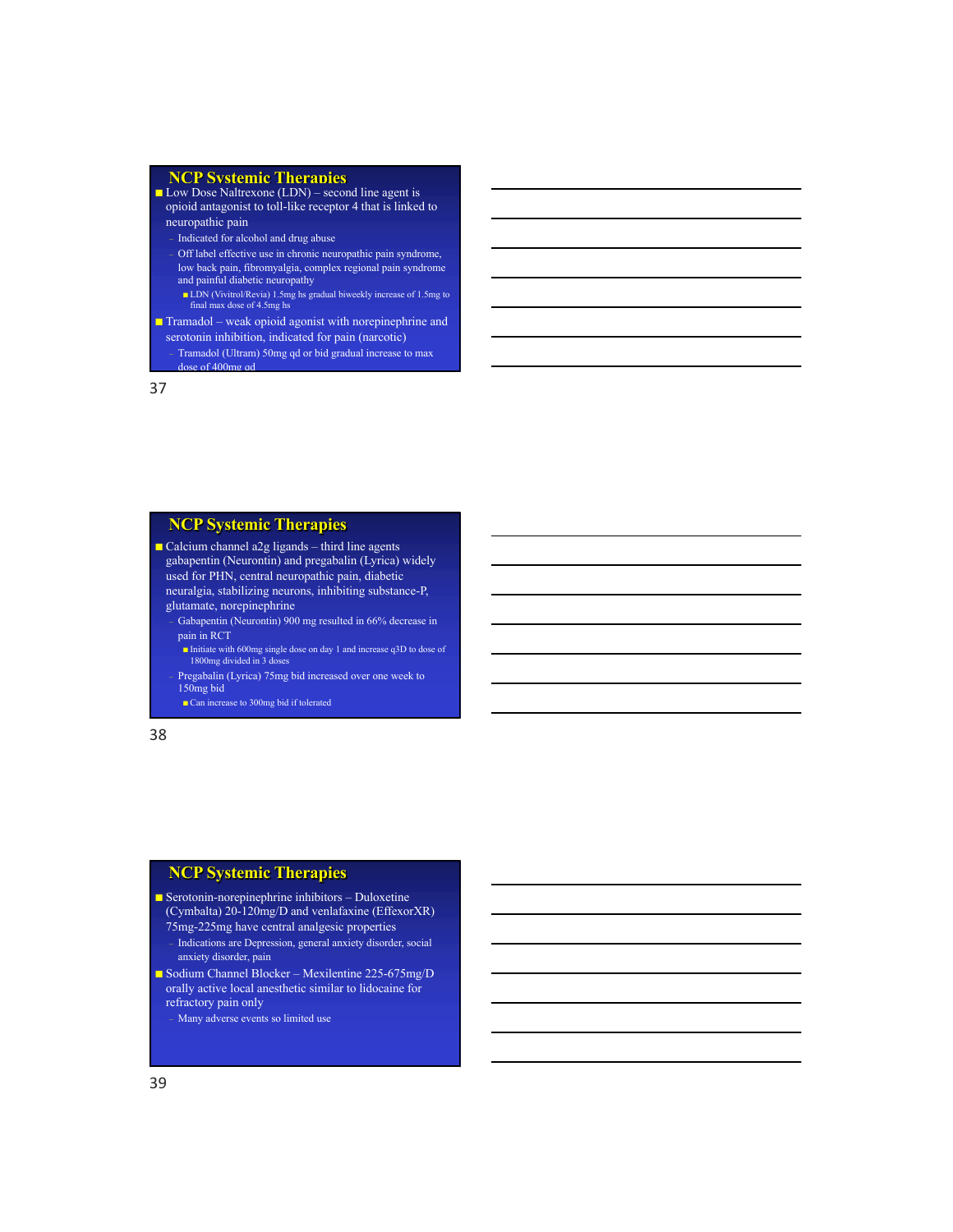## NCP Systemic Therapies

- Low Dose Naltrexone (LDN) – second line agent is opioid antagonist to toll-like receptor 4 that is linked to neuropathic pain
  - Indicated for alcohol and drug abuse
  - Off label effective use in chronic neuropathic pain syndrome, low back pain, fibromyalgia, complex regional pain syndrome and painful diabetic neuropathy
    - LDN (Vivitrol/Revia) 1.5mg hs gradual biweekly increase of 1.5mg to final max dose of 4.5mg hs
- Tramadol – weak opioid agonist with norepinephrine and serotonin inhibition, indicated for pain (narcotic)
  - Tramadol (Ultram) 50mg qd or bid gradual increase to max dose of 400mg qd

## NCP Systemic Therapies

- Calcium channel a2g ligands – third line agents gabapentin (Neurontin) and pregabalin (Lyrica) widely used for PHN, central neuropathic pain, diabetic neuralgia, stabilizing neurons, inhibiting substance-P, glutamate, norepinephrine
  - Gabapentin (Neurontin) 900 mg resulted in 66% decrease in pain in RCT
    - Initiate with 600mg single dose on day 1 and increase q3D to dose of 1800mg divided in 3 doses
  - Pregabalin (Lyrica) 75mg bid increased over one week to 150mg bid
    - Can increase to 300mg bid if tolerated

## NCP Systemic Therapies

- Serotonin-norepinephrine inhibitors – Duloxetine (Cymbalta) 20-120mg/D and venlafaxine (EffexorXR) 75mg-225mg have central analgesic properties
  - Indications are Depression, general anxiety disorder, social anxiety disorder, pain
- Sodium Channel Blocker – Mexilentine 225-675mg/D orally active local anesthetic similar to lidocaine for refractory pain only
  - Many adverse events so limited use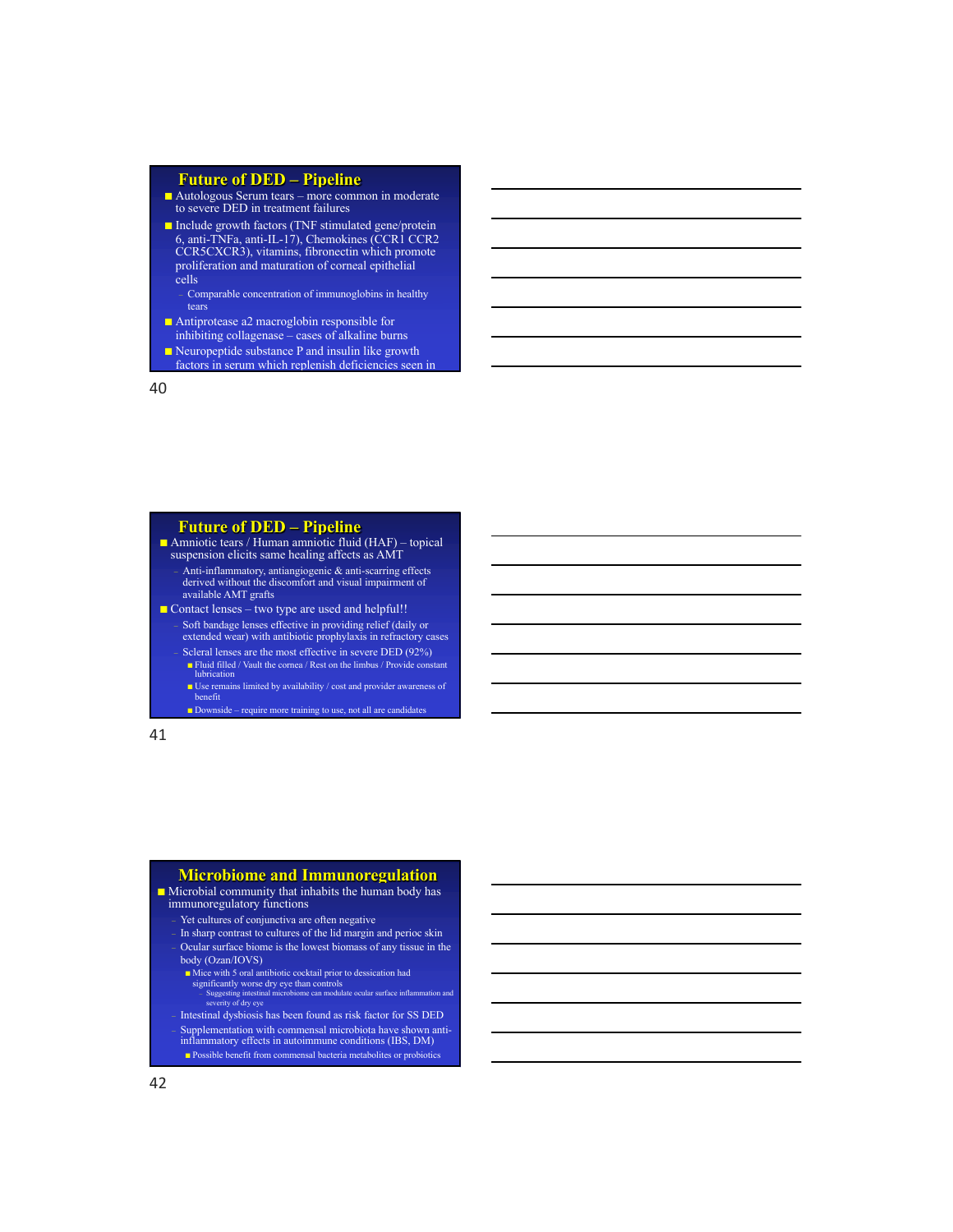## Future of DED – Pipeline

- Autologous Serum tears – more common in moderate to severe DED in treatment failures
- Include growth factors (TNF stimulated gene/protein 6, anti-TNFa, anti-IL-17), Chemokines (CCR1 CCR2 CCR5CXCR3), vitamins, fibronectin which promote proliferation and maturation of corneal epithelial cells
  - Comparable concentration of immunoglobins in healthy tears
- Antiprotease a2 macroglobin responsible for inhibiting collagenase – cases of alkaline burns
- Neuropeptide substance P and insulin like growth factors in serum which replenish deficiencies seen in

## Future of DED – Pipeline

- Amniotic tears / Human amniotic fluid (HAF) – topical suspension elicits same healing affects as AMT
  - Anti-inflammatory, antiangiogenic & anti-scarring effects derived without the discomfort and visual impairment of available AMT grafts
- Contact lenses – two type are used and helpful!!
  - Soft bandage lenses effective in providing relief (daily or extended wear) with antibiotic prophylaxis in refractory cases
  - Scleral lenses are the most effective in severe DED (92%)
    - Fluid filled / Vault the cornea / Rest on the limbus / Provide constant lubrication
    - Use remains limited by availability / cost and provider awareness of benefit
    - Downside – require more training to use, not all are candidates

## Microbiome and Immunoregulation

- Microbial community that inhabits the human body has immunoregulatory functions
  - Yet cultures of conjunctiva are often negative
  - In sharp contrast to cultures of the lid margin and perioc skin
  - Ocular surface biome is the lowest biomass of any tissue in the body (Ozan/IOVS)
    - Mice with 5 oral antibiotic cocktail prior to dessication had significantly worse dry eye than controls
      - Suggesting intestinal microbiome can modulate ocular surface inflammation and severity of dry eye
  - Intestinal dysbiosis has been found as risk factor for SS DED
  - Supplementation with commensal microbiota have shown anti-inflammatory effects in autoimmune conditions (IBS, DM)
    - Possible benefit from commensal bacteria metabolites or probiotics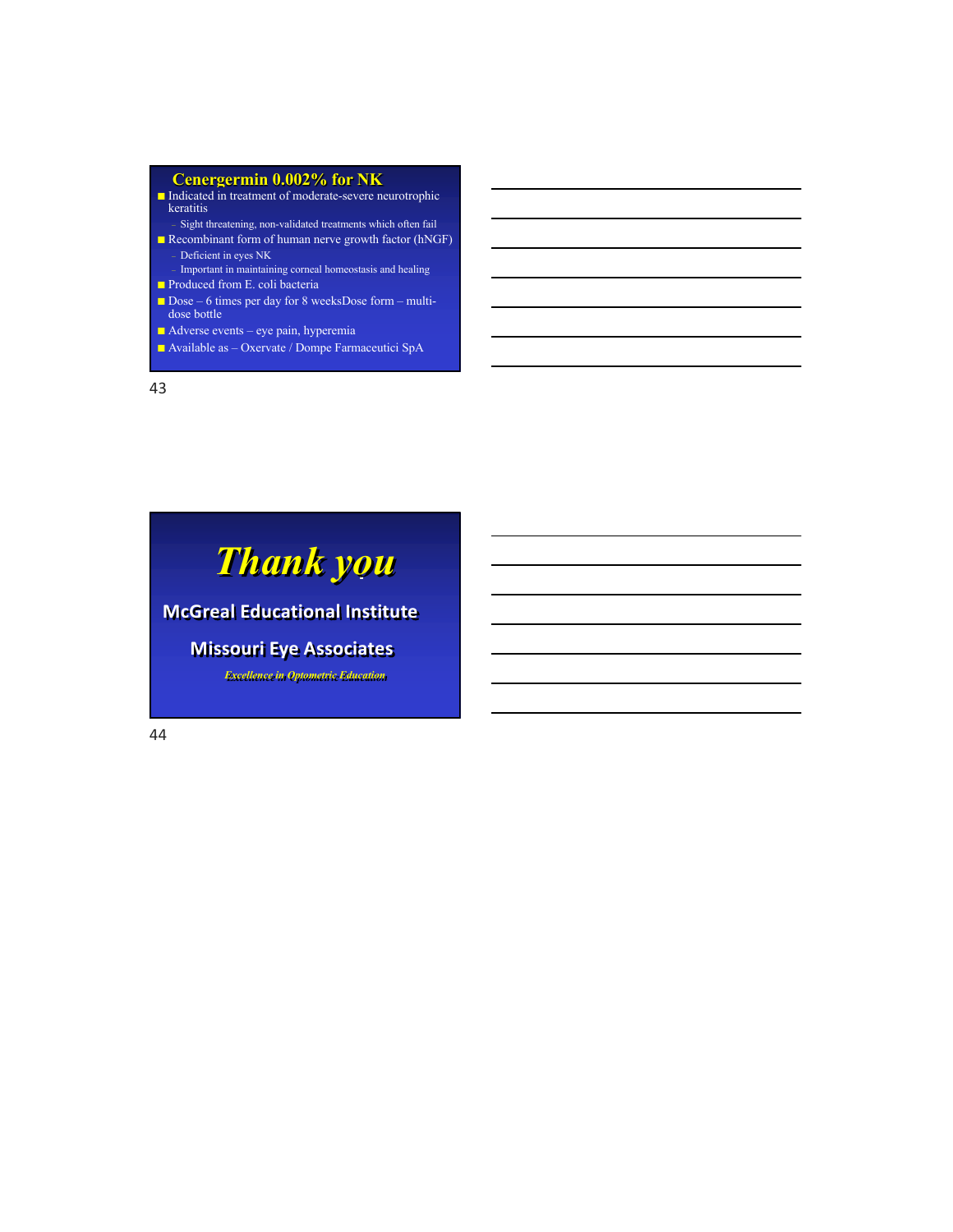## Cenergermin 0.002% for NK

- Indicated in treatment of moderate-severe neurotrophic keratitis
  - Sight threatening, non-validated treatments which often fail
- Recombinant form of human nerve growth factor (hNGF)
  - Deficient in eyes NK
  - Important in maintaining corneal homeostasis and healing
- Produced from E. coli bacteria
- Dose – 6 times per day for 8 weeksDose form – multi-dose bottle
- Adverse events – eye pain, hyperemia
- Available as – Oxervate / Dompe Farmaceutici SpA

# *Thank you*

**McGreal Educational Institute**

**Missouri Eye Associates**

***Excellence in Optometric Education***